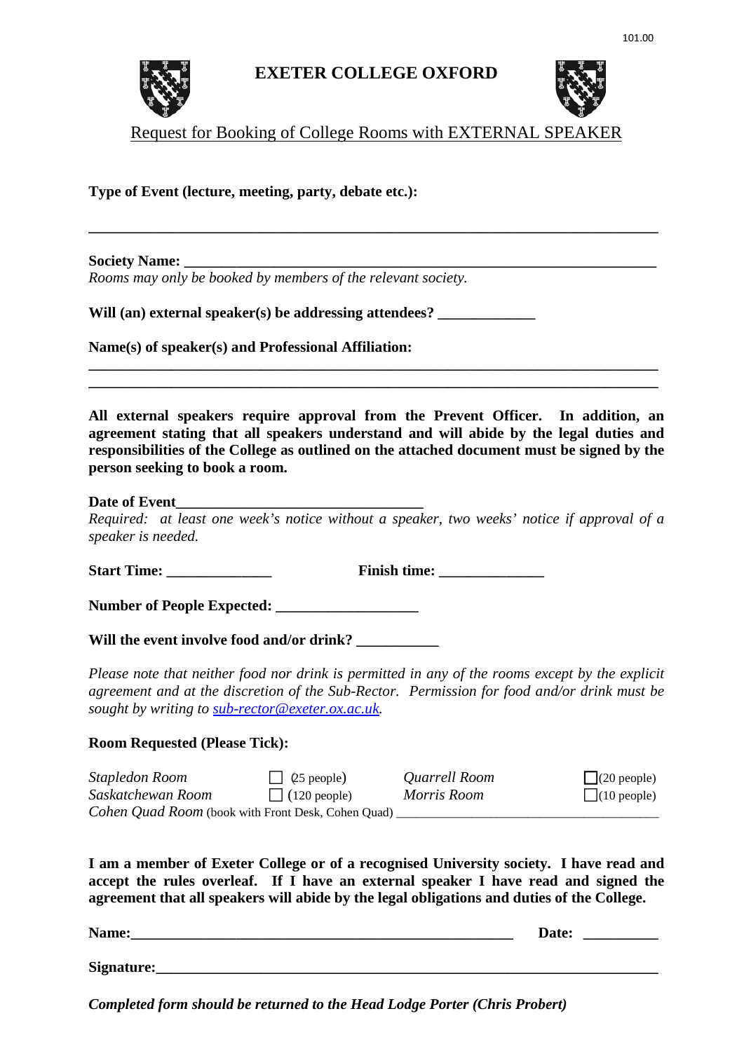# EXETER COLLEGE OXFORD

Request for Booking of College Rooms with EXTERNAL SPEAKER

**Type of Event (lecture, meeting, party, debate etc.):**

______________________________________________________________________________

**Society Name:** ______________________________________________________________

*Rooms may only be booked by members of the relevant society.*

**Will (an) external speaker(s) be addressing attendees?** _____________

**Name(s) of speaker(s) and Professional Affiliation:**

______________________________________________________________________________

______________________________________________________________________________

**All external speakers require approval from the Prevent Officer. In addition, an agreement stating that all speakers understand and will abide by the legal duties and responsibilities of the College as outlined on the attached document must be signed by the person seeking to book a room.**

**Date of Event**_________________________________

*Required: at least one week's notice without a speaker, two weeks' notice if approval of a speaker is needed.*

**Start Time:** ______________ **Finish time:** ______________

**Number of People Expected:** ___________________

**Will the event involve food and/or drink?** ___________

*Please note that neither food nor drink is permitted in any of the rooms except by the explicit agreement and at the discretion of the Sub-Rector. Permission for food and/or drink must be sought by writing to sub-rector@exeter.ox.ac.uk.*

**Room Requested (Please Tick):**

| | | | |
|---|---|---|---|
| *Stapledon Room* | ☐ (25 people) | *Quarrell Room* | ☐ (20 people) |
| *Saskatchewan Room* | ☐ (120 people) | *Morris Room* | ☐ (10 people) |

*Cohen Quad Room* (book with Front Desk, Cohen Quad) ________________________________________

**I am a member of Exeter College or of a recognised University society. I have read and accept the rules overleaf. If I have an external speaker I have read and signed the agreement that all speakers will abide by the legal obligations and duties of the College.**

**Name:**_____________________________________________________ **Date:** __________

**Signature:**__________________________________________________________________

***Completed form should be returned to the Head Lodge Porter (Chris Probert)***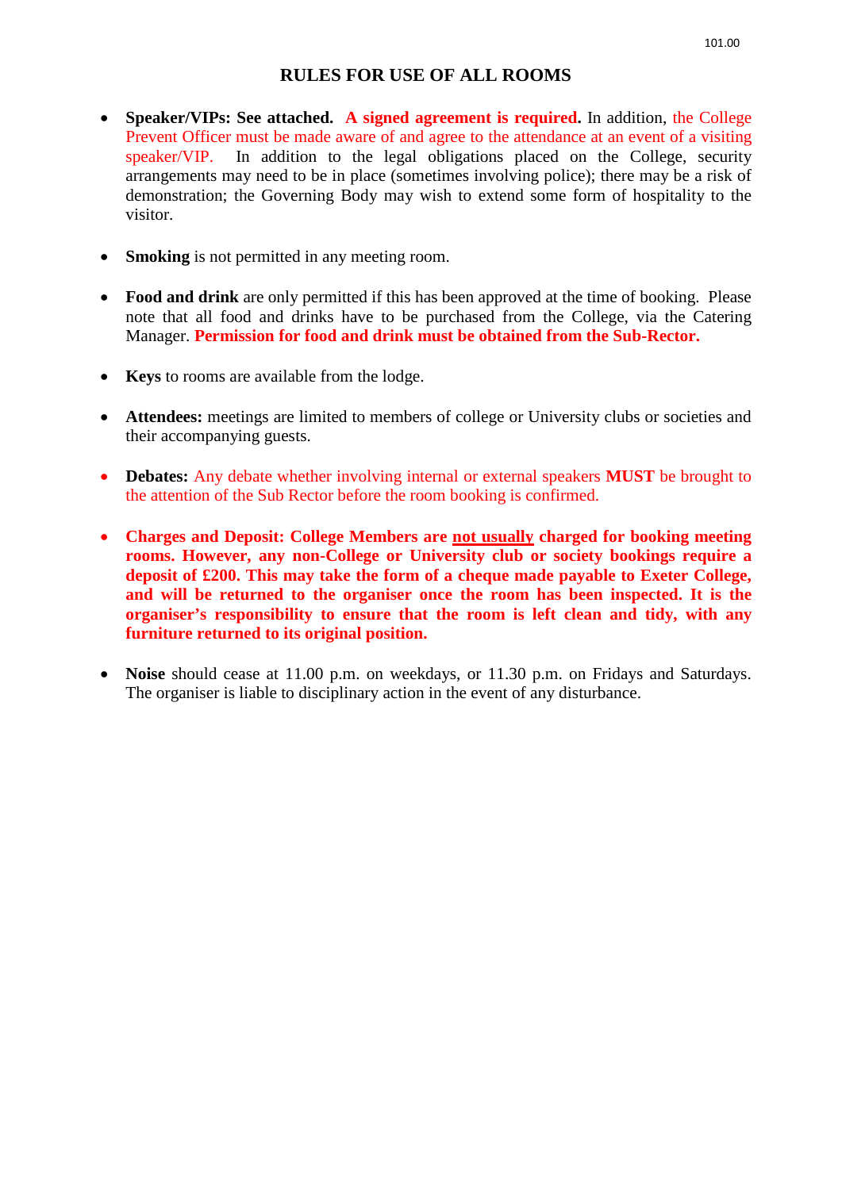# RULES FOR USE OF ALL ROOMS

- **Speaker/VIPs: See attached. A signed agreement is required.** In addition, the College Prevent Officer must be made aware of and agree to the attendance at an event of a visiting speaker/VIP. In addition to the legal obligations placed on the College, security arrangements may need to be in place (sometimes involving police); there may be a risk of demonstration; the Governing Body may wish to extend some form of hospitality to the visitor.

- **Smoking** is not permitted in any meeting room.

- **Food and drink** are only permitted if this has been approved at the time of booking. Please note that all food and drinks have to be purchased from the College, via the Catering Manager. **Permission for food and drink must be obtained from the Sub-Rector.**

- **Keys** to rooms are available from the lodge.

- **Attendees:** meetings are limited to members of college or University clubs or societies and their accompanying guests.

- **Debates:** Any debate whether involving internal or external speakers **MUST** be brought to the attention of the Sub Rector before the room booking is confirmed.

- **Charges and Deposit: College Members are <u>not usually</u> charged for booking meeting rooms. However, any non-College or University club or society bookings require a deposit of £200. This may take the form of a cheque made payable to Exeter College, and will be returned to the organiser once the room has been inspected. It is the organiser's responsibility to ensure that the room is left clean and tidy, with any furniture returned to its original position.**

- **Noise** should cease at 11.00 p.m. on weekdays, or 11.30 p.m. on Fridays and Saturdays. The organiser is liable to disciplinary action in the event of any disturbance.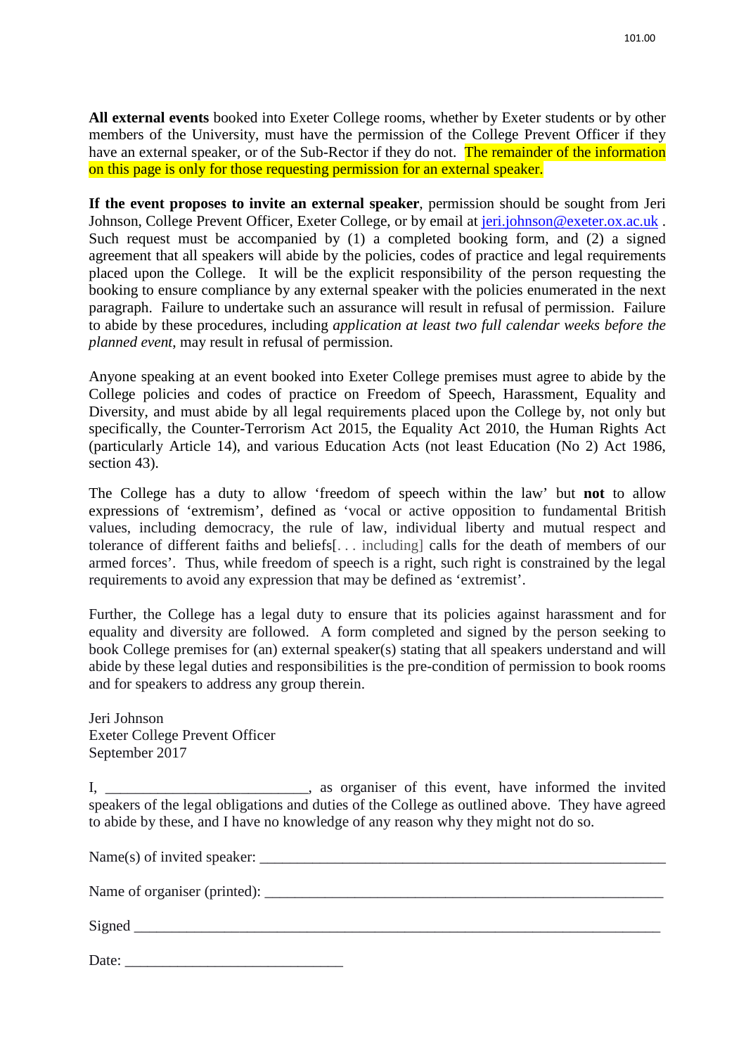**All external events** booked into Exeter College rooms, whether by Exeter students or by other members of the University, must have the permission of the College Prevent Officer if they have an external speaker, or of the Sub-Rector if they do not. The remainder of the information on this page is only for those requesting permission for an external speaker.

**If the event proposes to invite an external speaker**, permission should be sought from Jeri Johnson, College Prevent Officer, Exeter College, or by email at jeri.johnson@exeter.ox.ac.uk . Such request must be accompanied by (1) a completed booking form, and (2) a signed agreement that all speakers will abide by the policies, codes of practice and legal requirements placed upon the College. It will be the explicit responsibility of the person requesting the booking to ensure compliance by any external speaker with the policies enumerated in the next paragraph. Failure to undertake such an assurance will result in refusal of permission. Failure to abide by these procedures, including *application at least two full calendar weeks before the planned event*, may result in refusal of permission.

Anyone speaking at an event booked into Exeter College premises must agree to abide by the College policies and codes of practice on Freedom of Speech, Harassment, Equality and Diversity, and must abide by all legal requirements placed upon the College by, not only but specifically, the Counter-Terrorism Act 2015, the Equality Act 2010, the Human Rights Act (particularly Article 14), and various Education Acts (not least Education (No 2) Act 1986, section 43).

The College has a duty to allow 'freedom of speech within the law' but **not** to allow expressions of 'extremism', defined as 'vocal or active opposition to fundamental British values, including democracy, the rule of law, individual liberty and mutual respect and tolerance of different faiths and beliefs[. . . including] calls for the death of members of our armed forces'. Thus, while freedom of speech is a right, such right is constrained by the legal requirements to avoid any expression that may be defined as 'extremist'.

Further, the College has a legal duty to ensure that its policies against harassment and for equality and diversity are followed. A form completed and signed by the person seeking to book College premises for (an) external speaker(s) stating that all speakers understand and will abide by these legal duties and responsibilities is the pre-condition of permission to book rooms and for speakers to address any group therein.

Jeri Johnson
Exeter College Prevent Officer
September 2017

I, ___________________________, as organiser of this event, have informed the invited speakers of the legal obligations and duties of the College as outlined above. They have agreed to abide by these, and I have no knowledge of any reason why they might not do so.

Name(s) of invited speaker: ________________________________________________________

Name of organiser (printed): _______________________________________________________

Signed ________________________________________________________________________

Date: ______________________________